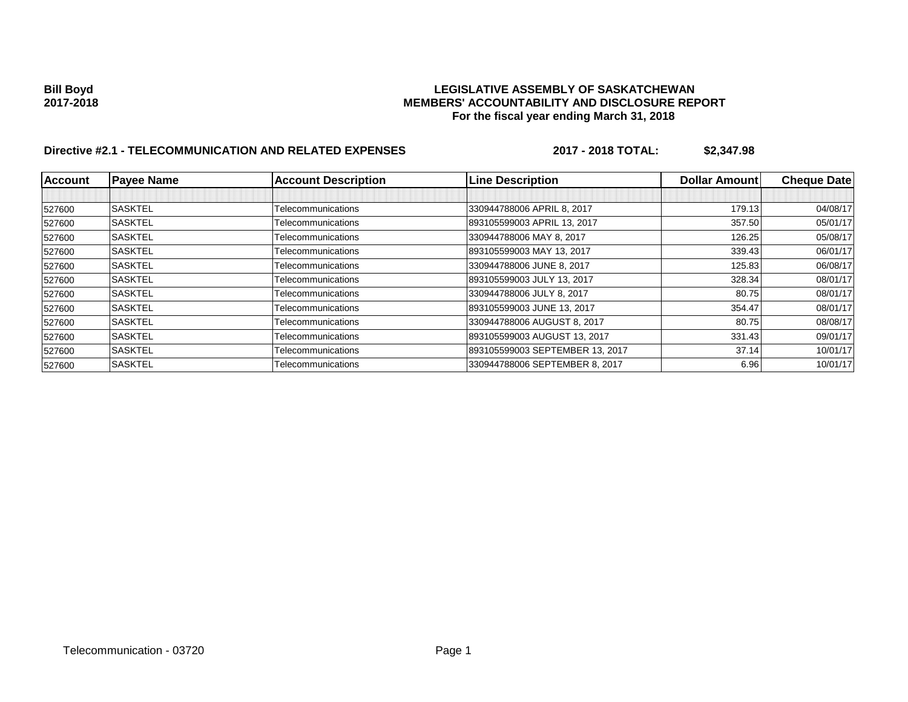**Bill Boyd**
**2017-2018**

**LEGISLATIVE ASSEMBLY OF SASKATCHEWAN**
**MEMBERS' ACCOUNTABILITY AND DISCLOSURE REPORT**
**For the fiscal year ending March 31, 2018**

**Directive #2.1 - TELECOMMUNICATION AND RELATED EXPENSES** **2017 - 2018 TOTAL: $2,347.98**

| Account | Payee Name | Account Description | Line Description | Dollar Amount | Cheque Date |
|---|---|---|---|---|---|
| | | | | | |
| 527600 | SASKTEL | Telecommunications | 330944788006 APRIL 8, 2017 | 179.13 | 04/08/17 |
| 527600 | SASKTEL | Telecommunications | 893105599003 APRIL 13, 2017 | 357.50 | 05/01/17 |
| 527600 | SASKTEL | Telecommunications | 330944788006 MAY 8, 2017 | 126.25 | 05/08/17 |
| 527600 | SASKTEL | Telecommunications | 893105599003 MAY 13, 2017 | 339.43 | 06/01/17 |
| 527600 | SASKTEL | Telecommunications | 330944788006 JUNE 8, 2017 | 125.83 | 06/08/17 |
| 527600 | SASKTEL | Telecommunications | 893105599003 JULY 13, 2017 | 328.34 | 08/01/17 |
| 527600 | SASKTEL | Telecommunications | 330944788006 JULY 8, 2017 | 80.75 | 08/01/17 |
| 527600 | SASKTEL | Telecommunications | 893105599003 JUNE 13, 2017 | 354.47 | 08/01/17 |
| 527600 | SASKTEL | Telecommunications | 330944788006 AUGUST 8, 2017 | 80.75 | 08/08/17 |
| 527600 | SASKTEL | Telecommunications | 893105599003 AUGUST 13, 2017 | 331.43 | 09/01/17 |
| 527600 | SASKTEL | Telecommunications | 893105599003 SEPTEMBER 13, 2017 | 37.14 | 10/01/17 |
| 527600 | SASKTEL | Telecommunications | 330944788006 SEPTEMBER 8, 2017 | 6.96 | 10/01/17 |

Telecommunication - 03720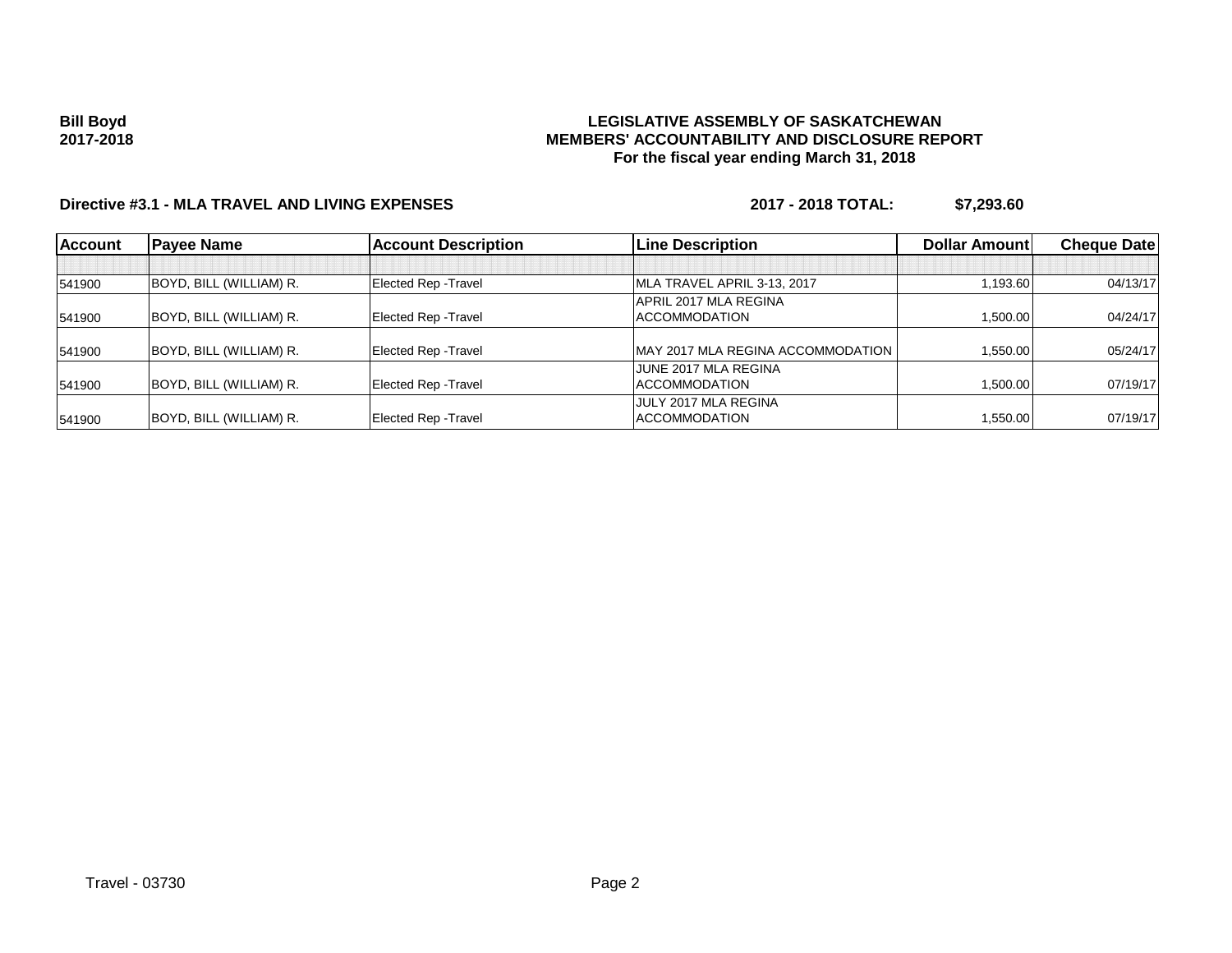**Bill Boyd**
**2017-2018**

**LEGISLATIVE ASSEMBLY OF SASKATCHEWAN**
**MEMBERS' ACCOUNTABILITY AND DISCLOSURE REPORT**
**For the fiscal year ending March 31, 2018**

**Directive #3.1 - MLA TRAVEL AND LIVING EXPENSES** **2017 - 2018 TOTAL: $7,293.60**

| Account | Payee Name | Account Description | Line Description | Dollar Amount | Cheque Date |
|---|---|---|---|---|---|
| | | | | | |
| 541900 | BOYD, BILL (WILLIAM) R. | Elected Rep -Travel | MLA TRAVEL APRIL 3-13, 2017 | 1,193.60 | 04/13/17 |
| 541900 | BOYD, BILL (WILLIAM) R. | Elected Rep -Travel | APRIL 2017 MLA REGINA ACCOMMODATION | 1,500.00 | 04/24/17 |
| 541900 | BOYD, BILL (WILLIAM) R. | Elected Rep -Travel | MAY 2017 MLA REGINA ACCOMMODATION | 1,550.00 | 05/24/17 |
| 541900 | BOYD, BILL (WILLIAM) R. | Elected Rep -Travel | JUNE 2017 MLA REGINA ACCOMMODATION | 1,500.00 | 07/19/17 |
| 541900 | BOYD, BILL (WILLIAM) R. | Elected Rep -Travel | JULY 2017 MLA REGINA ACCOMMODATION | 1,550.00 | 07/19/17 |

Travel - 03730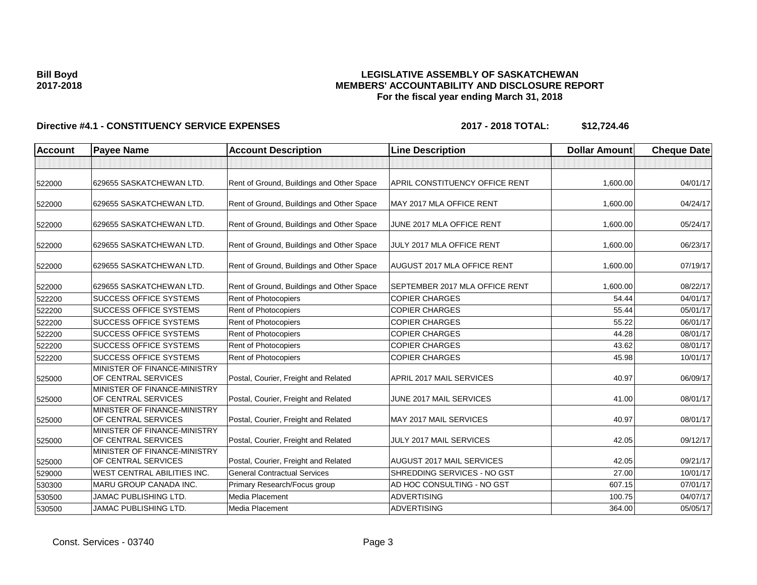**Bill Boyd**
**2017-2018**

# LEGISLATIVE ASSEMBLY OF SASKATCHEWAN
## MEMBERS' ACCOUNTABILITY AND DISCLOSURE REPORT
### For the fiscal year ending March 31, 2018

**Directive #4.1 - CONSTITUENCY SERVICE EXPENSES** **2017 - 2018 TOTAL: $12,724.46**

| Account | Payee Name | Account Description | Line Description | Dollar Amount | Cheque Date |
|---|---|---|---|---|---|
| | | | | | |
| 522000 | 629655 SASKATCHEWAN LTD. | Rent of Ground, Buildings and Other Space | APRIL CONSTITUENCY OFFICE RENT | 1,600.00 | 04/01/17 |
| 522000 | 629655 SASKATCHEWAN LTD. | Rent of Ground, Buildings and Other Space | MAY 2017 MLA OFFICE RENT | 1,600.00 | 04/24/17 |
| 522000 | 629655 SASKATCHEWAN LTD. | Rent of Ground, Buildings and Other Space | JUNE 2017 MLA OFFICE RENT | 1,600.00 | 05/24/17 |
| 522000 | 629655 SASKATCHEWAN LTD. | Rent of Ground, Buildings and Other Space | JULY 2017 MLA OFFICE RENT | 1,600.00 | 06/23/17 |
| 522000 | 629655 SASKATCHEWAN LTD. | Rent of Ground, Buildings and Other Space | AUGUST 2017 MLA OFFICE RENT | 1,600.00 | 07/19/17 |
| 522000 | 629655 SASKATCHEWAN LTD. | Rent of Ground, Buildings and Other Space | SEPTEMBER 2017 MLA OFFICE RENT | 1,600.00 | 08/22/17 |
| 522200 | SUCCESS OFFICE SYSTEMS | Rent of Photocopiers | COPIER CHARGES | 54.44 | 04/01/17 |
| 522200 | SUCCESS OFFICE SYSTEMS | Rent of Photocopiers | COPIER CHARGES | 55.44 | 05/01/17 |
| 522200 | SUCCESS OFFICE SYSTEMS | Rent of Photocopiers | COPIER CHARGES | 55.22 | 06/01/17 |
| 522200 | SUCCESS OFFICE SYSTEMS | Rent of Photocopiers | COPIER CHARGES | 44.28 | 08/01/17 |
| 522200 | SUCCESS OFFICE SYSTEMS | Rent of Photocopiers | COPIER CHARGES | 43.62 | 08/01/17 |
| 522200 | SUCCESS OFFICE SYSTEMS | Rent of Photocopiers | COPIER CHARGES | 45.98 | 10/01/17 |
| 525000 | MINISTER OF FINANCE-MINISTRY OF CENTRAL SERVICES | Postal, Courier, Freight and Related | APRIL 2017 MAIL SERVICES | 40.97 | 06/09/17 |
| 525000 | MINISTER OF FINANCE-MINISTRY OF CENTRAL SERVICES | Postal, Courier, Freight and Related | JUNE 2017 MAIL SERVICES | 41.00 | 08/01/17 |
| 525000 | MINISTER OF FINANCE-MINISTRY OF CENTRAL SERVICES | Postal, Courier, Freight and Related | MAY 2017 MAIL SERVICES | 40.97 | 08/01/17 |
| 525000 | MINISTER OF FINANCE-MINISTRY OF CENTRAL SERVICES | Postal, Courier, Freight and Related | JULY 2017 MAIL SERVICES | 42.05 | 09/12/17 |
| 525000 | MINISTER OF FINANCE-MINISTRY OF CENTRAL SERVICES | Postal, Courier, Freight and Related | AUGUST 2017 MAIL SERVICES | 42.05 | 09/21/17 |
| 529000 | WEST CENTRAL ABILITIES INC. | General Contractual Services | SHREDDING SERVICES - NO GST | 27.00 | 10/01/17 |
| 530300 | MARU GROUP CANADA INC. | Primary Research/Focus group | AD HOC CONSULTING - NO GST | 607.15 | 07/01/17 |
| 530500 | JAMAC PUBLISHING LTD. | Media Placement | ADVERTISING | 100.75 | 04/07/17 |
| 530500 | JAMAC PUBLISHING LTD. | Media Placement | ADVERTISING | 364.00 | 05/05/17 |

Const. Services - 03740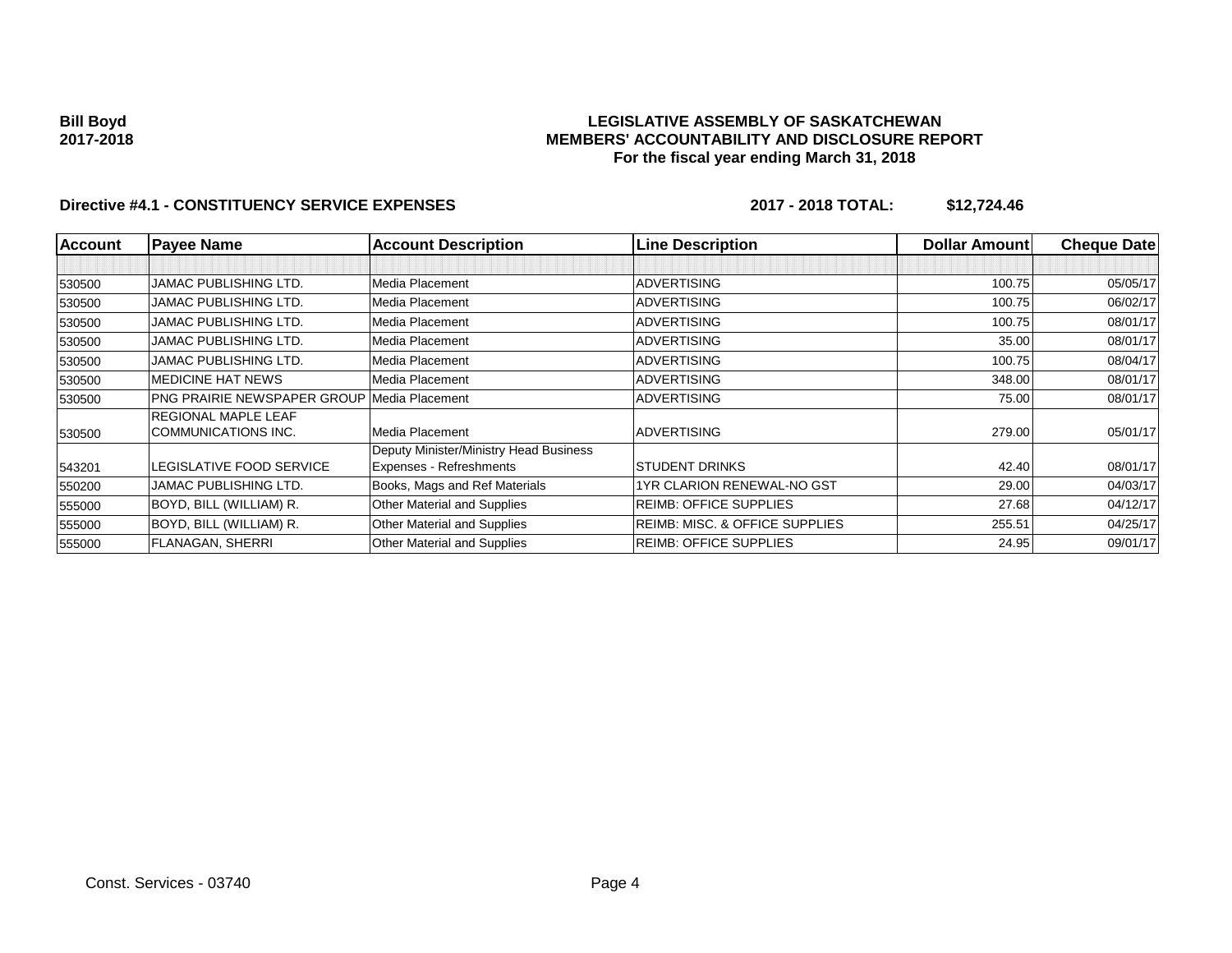**Bill Boyd**
**2017-2018**

**LEGISLATIVE ASSEMBLY OF SASKATCHEWAN**
**MEMBERS' ACCOUNTABILITY AND DISCLOSURE REPORT**
**For the fiscal year ending March 31, 2018**

**Directive #4.1 - CONSTITUENCY SERVICE EXPENSES** **2017 - 2018 TOTAL: $12,724.46**

| Account | Payee Name | Account Description | Line Description | Dollar Amount | Cheque Date |
|---|---|---|---|---|---|
| | | | | | |
| 530500 | JAMAC PUBLISHING LTD. | Media Placement | ADVERTISING | 100.75 | 05/05/17 |
| 530500 | JAMAC PUBLISHING LTD. | Media Placement | ADVERTISING | 100.75 | 06/02/17 |
| 530500 | JAMAC PUBLISHING LTD. | Media Placement | ADVERTISING | 100.75 | 08/01/17 |
| 530500 | JAMAC PUBLISHING LTD. | Media Placement | ADVERTISING | 35.00 | 08/01/17 |
| 530500 | JAMAC PUBLISHING LTD. | Media Placement | ADVERTISING | 100.75 | 08/04/17 |
| 530500 | MEDICINE HAT NEWS | Media Placement | ADVERTISING | 348.00 | 08/01/17 |
| 530500 | PNG PRAIRIE NEWSPAPER GROUP | Media Placement | ADVERTISING | 75.00 | 08/01/17 |
| 530500 | REGIONAL MAPLE LEAF COMMUNICATIONS INC. | Media Placement | ADVERTISING | 279.00 | 05/01/17 |
| 543201 | LEGISLATIVE FOOD SERVICE | Deputy Minister/Ministry Head Business Expenses - Refreshments | STUDENT DRINKS | 42.40 | 08/01/17 |
| 550200 | JAMAC PUBLISHING LTD. | Books, Mags and Ref Materials | 1YR CLARION RENEWAL-NO GST | 29.00 | 04/03/17 |
| 555000 | BOYD, BILL (WILLIAM) R. | Other Material and Supplies | REIMB: OFFICE SUPPLIES | 27.68 | 04/12/17 |
| 555000 | BOYD, BILL (WILLIAM) R. | Other Material and Supplies | REIMB: MISC. & OFFICE SUPPLIES | 255.51 | 04/25/17 |
| 555000 | FLANAGAN, SHERRI | Other Material and Supplies | REIMB: OFFICE SUPPLIES | 24.95 | 09/01/17 |

Const. Services - 03740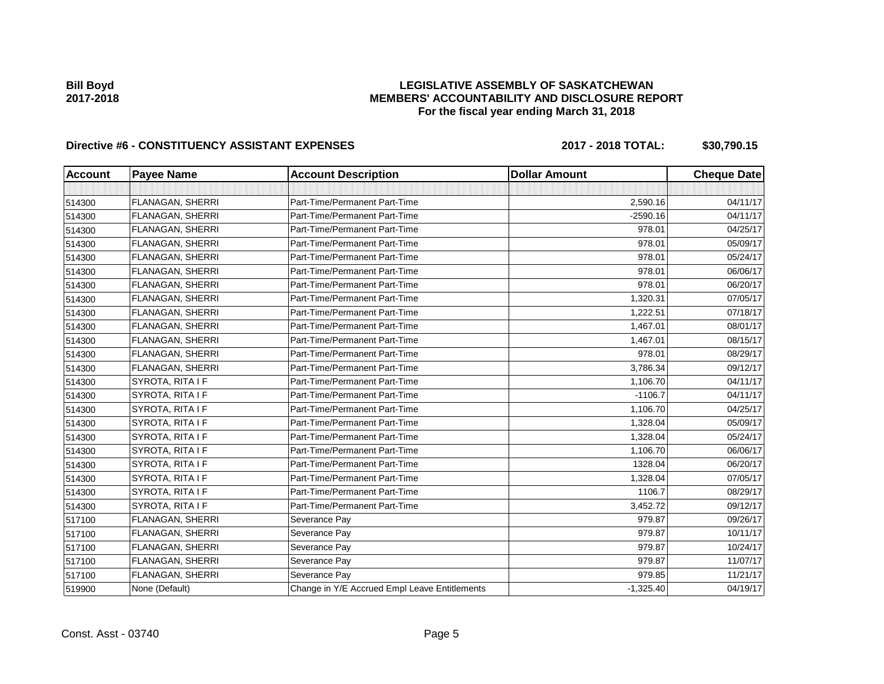**Bill Boyd**
**2017-2018**

**LEGISLATIVE ASSEMBLY OF SASKATCHEWAN**
**MEMBERS' ACCOUNTABILITY AND DISCLOSURE REPORT**
**For the fiscal year ending March 31, 2018**

**Directive #6 - CONSTITUENCY ASSISTANT EXPENSES** **2017 - 2018 TOTAL: $30,790.15**

| Account | Payee Name | Account Description | Dollar Amount | Cheque Date |
|---|---|---|---|---|
| | | | | |
| 514300 | FLANAGAN, SHERRI | Part-Time/Permanent Part-Time | 2,590.16 | 04/11/17 |
| 514300 | FLANAGAN, SHERRI | Part-Time/Permanent Part-Time | -2590.16 | 04/11/17 |
| 514300 | FLANAGAN, SHERRI | Part-Time/Permanent Part-Time | 978.01 | 04/25/17 |
| 514300 | FLANAGAN, SHERRI | Part-Time/Permanent Part-Time | 978.01 | 05/09/17 |
| 514300 | FLANAGAN, SHERRI | Part-Time/Permanent Part-Time | 978.01 | 05/24/17 |
| 514300 | FLANAGAN, SHERRI | Part-Time/Permanent Part-Time | 978.01 | 06/06/17 |
| 514300 | FLANAGAN, SHERRI | Part-Time/Permanent Part-Time | 978.01 | 06/20/17 |
| 514300 | FLANAGAN, SHERRI | Part-Time/Permanent Part-Time | 1,320.31 | 07/05/17 |
| 514300 | FLANAGAN, SHERRI | Part-Time/Permanent Part-Time | 1,222.51 | 07/18/17 |
| 514300 | FLANAGAN, SHERRI | Part-Time/Permanent Part-Time | 1,467.01 | 08/01/17 |
| 514300 | FLANAGAN, SHERRI | Part-Time/Permanent Part-Time | 1,467.01 | 08/15/17 |
| 514300 | FLANAGAN, SHERRI | Part-Time/Permanent Part-Time | 978.01 | 08/29/17 |
| 514300 | FLANAGAN, SHERRI | Part-Time/Permanent Part-Time | 3,786.34 | 09/12/17 |
| 514300 | SYROTA, RITA I F | Part-Time/Permanent Part-Time | 1,106.70 | 04/11/17 |
| 514300 | SYROTA, RITA I F | Part-Time/Permanent Part-Time | -1106.7 | 04/11/17 |
| 514300 | SYROTA, RITA I F | Part-Time/Permanent Part-Time | 1,106.70 | 04/25/17 |
| 514300 | SYROTA, RITA I F | Part-Time/Permanent Part-Time | 1,328.04 | 05/09/17 |
| 514300 | SYROTA, RITA I F | Part-Time/Permanent Part-Time | 1,328.04 | 05/24/17 |
| 514300 | SYROTA, RITA I F | Part-Time/Permanent Part-Time | 1,106.70 | 06/06/17 |
| 514300 | SYROTA, RITA I F | Part-Time/Permanent Part-Time | 1328.04 | 06/20/17 |
| 514300 | SYROTA, RITA I F | Part-Time/Permanent Part-Time | 1,328.04 | 07/05/17 |
| 514300 | SYROTA, RITA I F | Part-Time/Permanent Part-Time | 1106.7 | 08/29/17 |
| 514300 | SYROTA, RITA I F | Part-Time/Permanent Part-Time | 3,452.72 | 09/12/17 |
| 517100 | FLANAGAN, SHERRI | Severance Pay | 979.87 | 09/26/17 |
| 517100 | FLANAGAN, SHERRI | Severance Pay | 979.87 | 10/11/17 |
| 517100 | FLANAGAN, SHERRI | Severance Pay | 979.87 | 10/24/17 |
| 517100 | FLANAGAN, SHERRI | Severance Pay | 979.87 | 11/07/17 |
| 517100 | FLANAGAN, SHERRI | Severance Pay | 979.85 | 11/21/17 |
| 519900 | None (Default) | Change in Y/E Accrued Empl Leave Entitlements | -1,325.40 | 04/19/17 |

Const. Asst - 03740